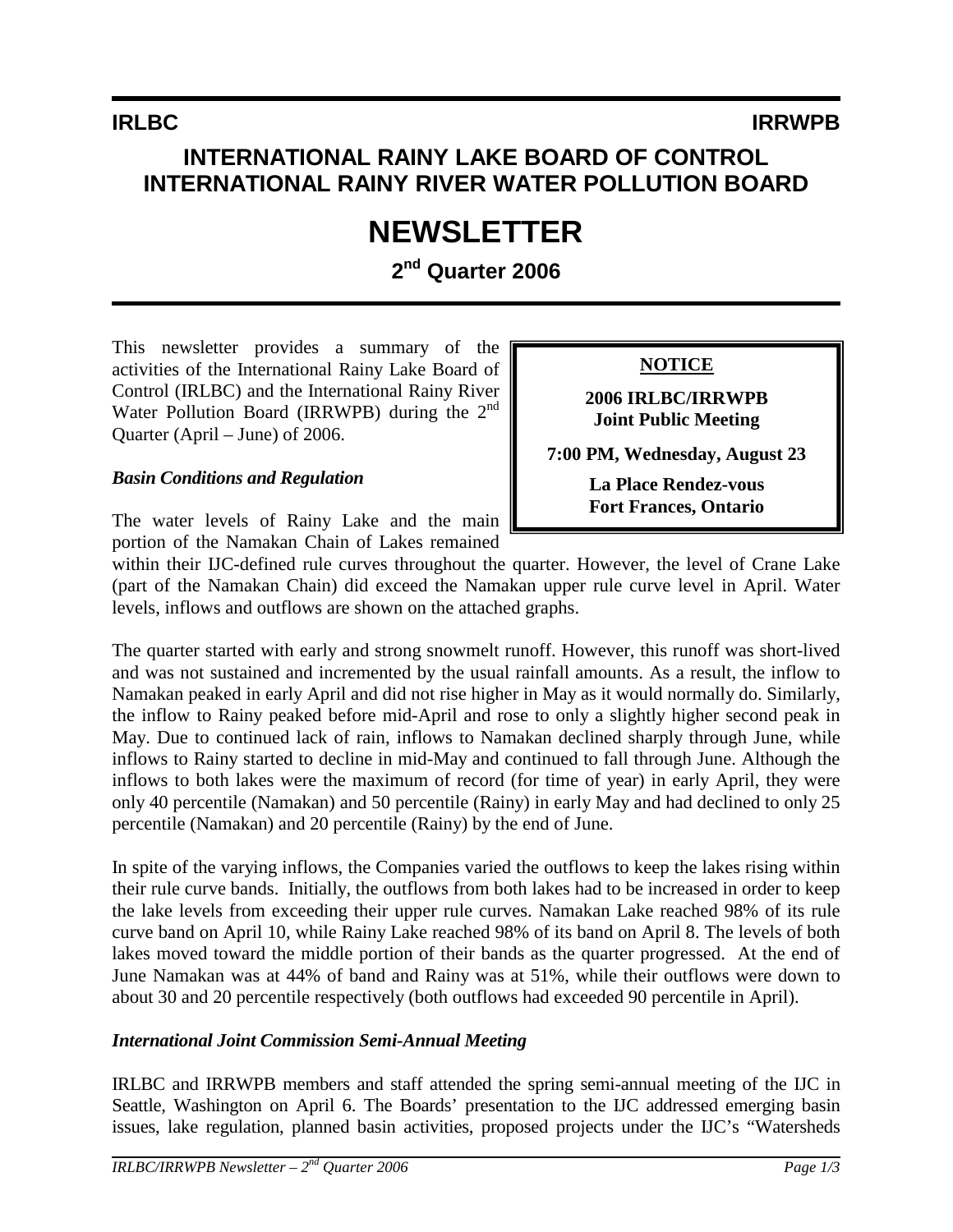**IRLBC** **IRRWPB**

# INTERNATIONAL RAINY LAKE BOARD OF CONTROL
# INTERNATIONAL RAINY RIVER WATER POLLUTION BOARD

# NEWSLETTER

## 2nd Quarter 2006

This newsletter provides a summary of the activities of the International Rainy Lake Board of Control (IRLBC) and the International Rainy River Water Pollution Board (IRRWPB) during the 2nd Quarter (April – June) of 2006.

> **NOTICE**
>
> **2006 IRLBC/IRRWPB Joint Public Meeting**
>
> **7:00 PM, Wednesday, August 23**
>
> **La Place Rendez-vous**
> **Fort Frances, Ontario**

### *Basin Conditions and Regulation*

The water levels of Rainy Lake and the main portion of the Namakan Chain of Lakes remained within their IJC-defined rule curves throughout the quarter. However, the level of Crane Lake (part of the Namakan Chain) did exceed the Namakan upper rule curve level in April. Water levels, inflows and outflows are shown on the attached graphs.

The quarter started with early and strong snowmelt runoff. However, this runoff was short-lived and was not sustained and incremented by the usual rainfall amounts. As a result, the inflow to Namakan peaked in early April and did not rise higher in May as it would normally do. Similarly, the inflow to Rainy peaked before mid-April and rose to only a slightly higher second peak in May. Due to continued lack of rain, inflows to Namakan declined sharply through June, while inflows to Rainy started to decline in mid-May and continued to fall through June. Although the inflows to both lakes were the maximum of record (for time of year) in early April, they were only 40 percentile (Namakan) and 50 percentile (Rainy) in early May and had declined to only 25 percentile (Namakan) and 20 percentile (Rainy) by the end of June.

In spite of the varying inflows, the Companies varied the outflows to keep the lakes rising within their rule curve bands. Initially, the outflows from both lakes had to be increased in order to keep the lake levels from exceeding their upper rule curves. Namakan Lake reached 98% of its rule curve band on April 10, while Rainy Lake reached 98% of its band on April 8. The levels of both lakes moved toward the middle portion of their bands as the quarter progressed. At the end of June Namakan was at 44% of band and Rainy was at 51%, while their outflows were down to about 30 and 20 percentile respectively (both outflows had exceeded 90 percentile in April).

### *International Joint Commission Semi-Annual Meeting*

IRLBC and IRRWPB members and staff attended the spring semi-annual meeting of the IJC in Seattle, Washington on April 6. The Boards' presentation to the IJC addressed emerging basin issues, lake regulation, planned basin activities, proposed projects under the IJC's "Watersheds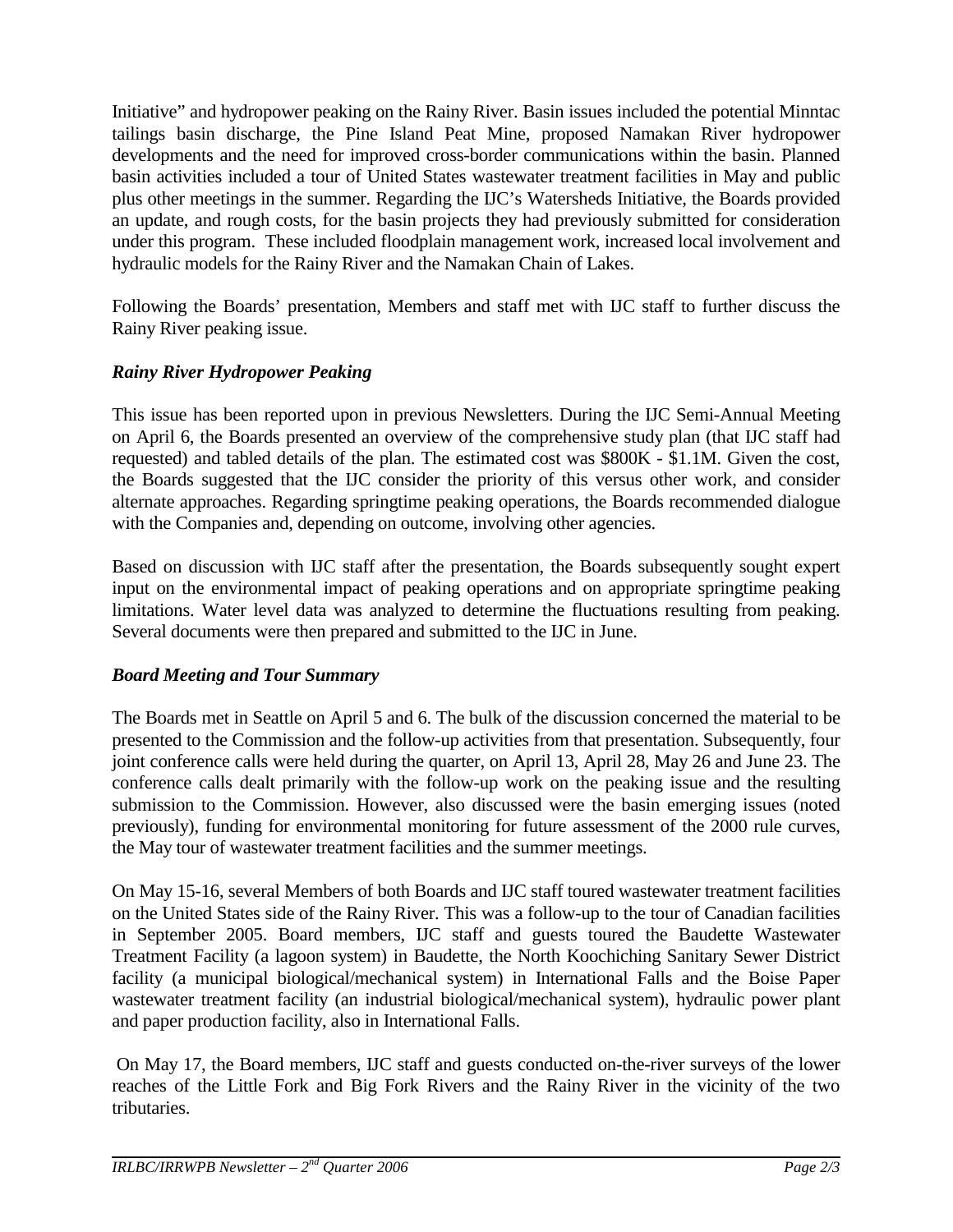Initiative" and hydropower peaking on the Rainy River. Basin issues included the potential Minntac tailings basin discharge, the Pine Island Peat Mine, proposed Namakan River hydropower developments and the need for improved cross-border communications within the basin. Planned basin activities included a tour of United States wastewater treatment facilities in May and public plus other meetings in the summer. Regarding the IJC's Watersheds Initiative, the Boards provided an update, and rough costs, for the basin projects they had previously submitted for consideration under this program. These included floodplain management work, increased local involvement and hydraulic models for the Rainy River and the Namakan Chain of Lakes.

Following the Boards' presentation, Members and staff met with IJC staff to further discuss the Rainy River peaking issue.

### *Rainy River Hydropower Peaking*

This issue has been reported upon in previous Newsletters. During the IJC Semi-Annual Meeting on April 6, the Boards presented an overview of the comprehensive study plan (that IJC staff had requested) and tabled details of the plan. The estimated cost was $800K - $1.1M. Given the cost, the Boards suggested that the IJC consider the priority of this versus other work, and consider alternate approaches. Regarding springtime peaking operations, the Boards recommended dialogue with the Companies and, depending on outcome, involving other agencies.

Based on discussion with IJC staff after the presentation, the Boards subsequently sought expert input on the environmental impact of peaking operations and on appropriate springtime peaking limitations. Water level data was analyzed to determine the fluctuations resulting from peaking. Several documents were then prepared and submitted to the IJC in June.

### *Board Meeting and Tour Summary*

The Boards met in Seattle on April 5 and 6. The bulk of the discussion concerned the material to be presented to the Commission and the follow-up activities from that presentation. Subsequently, four joint conference calls were held during the quarter, on April 13, April 28, May 26 and June 23. The conference calls dealt primarily with the follow-up work on the peaking issue and the resulting submission to the Commission. However, also discussed were the basin emerging issues (noted previously), funding for environmental monitoring for future assessment of the 2000 rule curves, the May tour of wastewater treatment facilities and the summer meetings.

On May 15-16, several Members of both Boards and IJC staff toured wastewater treatment facilities on the United States side of the Rainy River. This was a follow-up to the tour of Canadian facilities in September 2005. Board members, IJC staff and guests toured the Baudette Wastewater Treatment Facility (a lagoon system) in Baudette, the North Koochiching Sanitary Sewer District facility (a municipal biological/mechanical system) in International Falls and the Boise Paper wastewater treatment facility (an industrial biological/mechanical system), hydraulic power plant and paper production facility, also in International Falls.

On May 17, the Board members, IJC staff and guests conducted on-the-river surveys of the lower reaches of the Little Fork and Big Fork Rivers and the Rainy River in the vicinity of the two tributaries.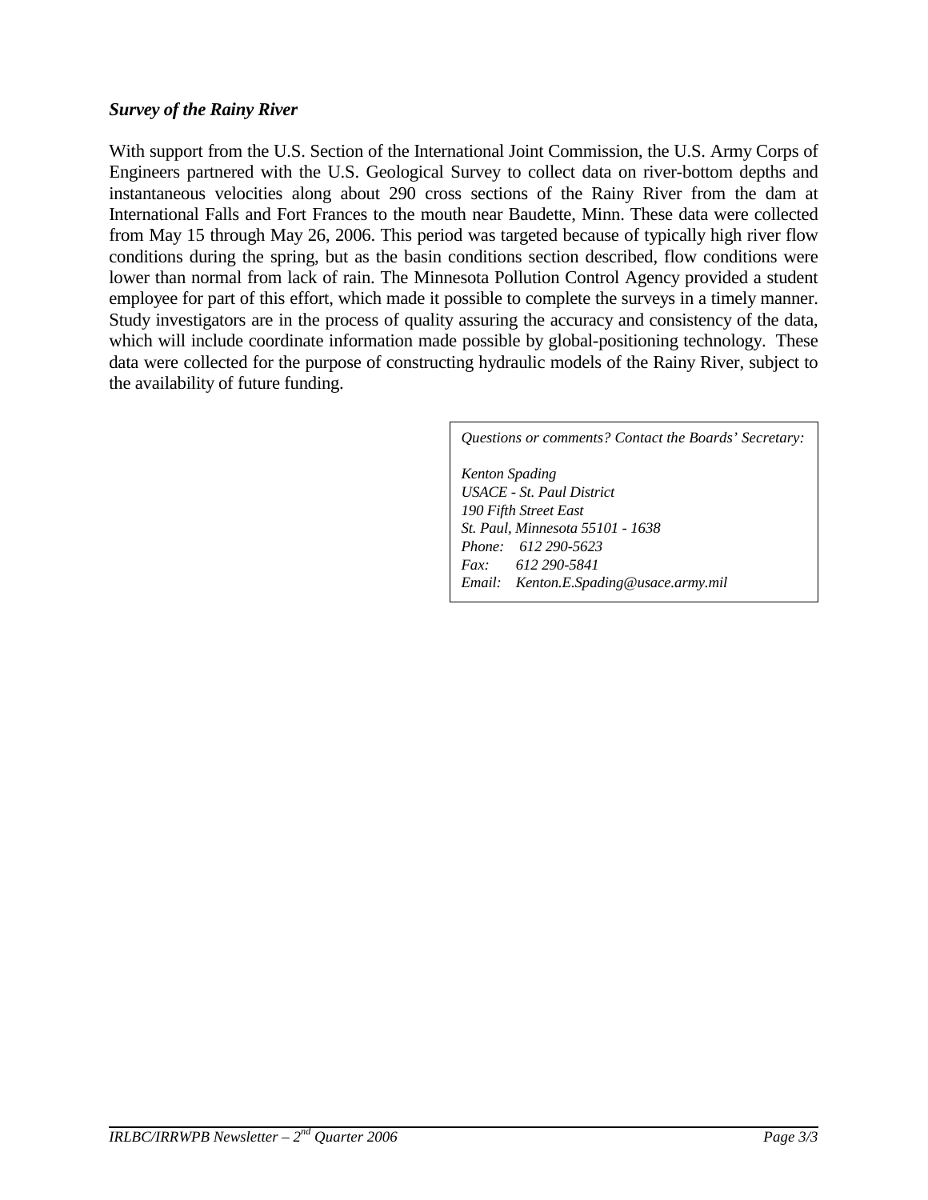***Survey of the Rainy River***

With support from the U.S. Section of the International Joint Commission, the U.S. Army Corps of Engineers partnered with the U.S. Geological Survey to collect data on river-bottom depths and instantaneous velocities along about 290 cross sections of the Rainy River from the dam at International Falls and Fort Frances to the mouth near Baudette, Minn. These data were collected from May 15 through May 26, 2006. This period was targeted because of typically high river flow conditions during the spring, but as the basin conditions section described, flow conditions were lower than normal from lack of rain. The Minnesota Pollution Control Agency provided a student employee for part of this effort, which made it possible to complete the surveys in a timely manner. Study investigators are in the process of quality assuring the accuracy and consistency of the data, which will include coordinate information made possible by global-positioning technology. These data were collected for the purpose of constructing hydraulic models of the Rainy River, subject to the availability of future funding.

*Questions or comments? Contact the Boards' Secretary:*

*Kenton Spading*
*USACE - St. Paul District*
*190 Fifth Street East*
*St. Paul, Minnesota 55101 - 1638*
*Phone: 612 290-5623*
*Fax: 612 290-5841*
*Email: Kenton.E.Spading@usace.army.mil*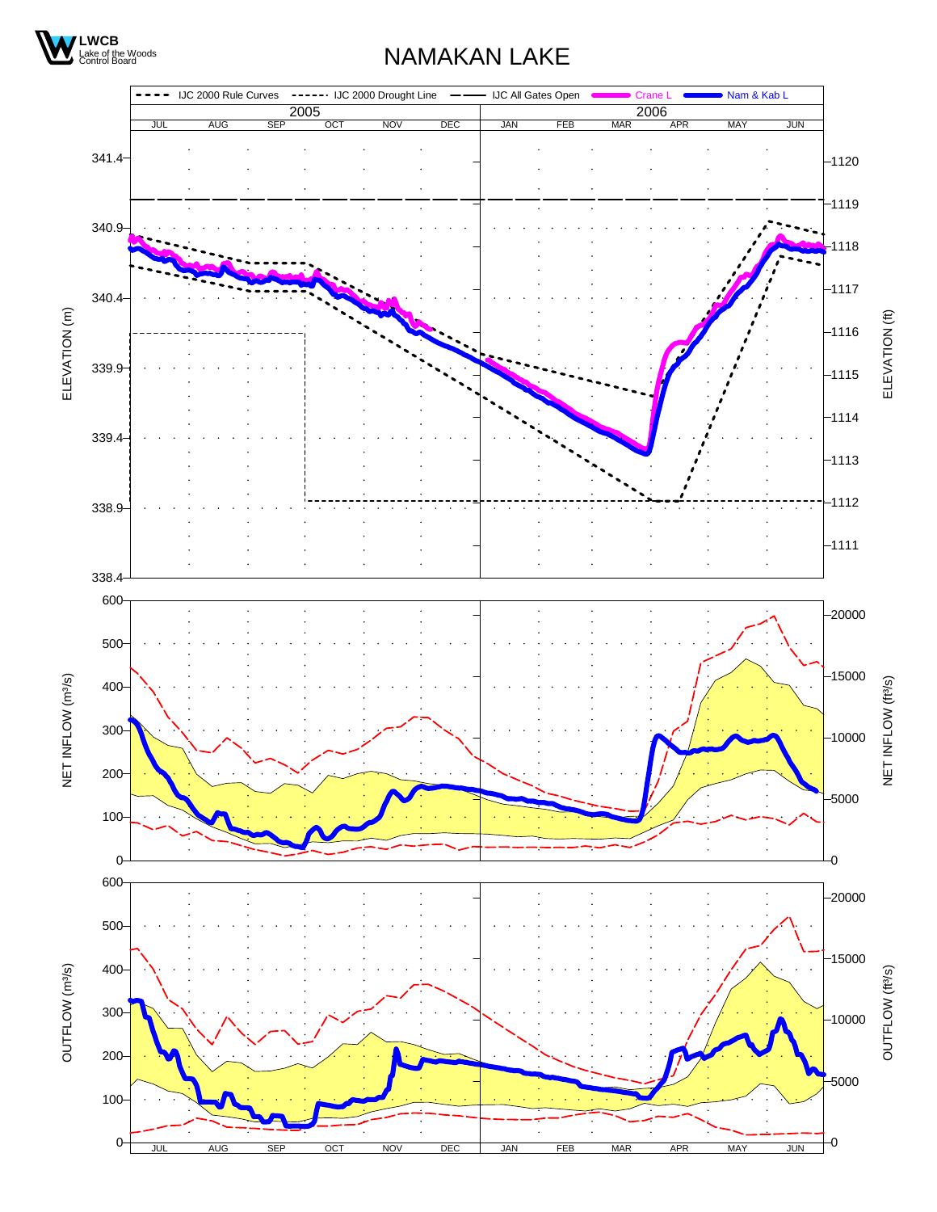LWCB
Lake of the Woods Control Board

# NAMAKAN LAKE

IJC 2000 Rule Curves | IJC 2000 Drought Line | IJC All Gates Open | Crane L | Nam & Kab L

2005: JUL AUG SEP OCT NOV DEC — 2006: JAN FEB MAR APR MAY JUN

ELEVATION (m): 341.4, 340.9, 340.4, 339.9, 339.4, 338.9, 338.4

ELEVATION (ft): 1120, 1119, 1118, 1117, 1116, 1115, 1114, 1113, 1112, 1111

NET INFLOW (m³/s): 600, 500, 400, 300, 200, 100, 0

NET INFLOW (ft³/s): 20000, 15000, 10000, 5000, 0

OUTFLOW (m³/s): 600, 500, 400, 300, 200, 100, 0

OUTFLOW (ft³/s): 20000, 15000, 10000, 5000, 0

JUL AUG SEP OCT NOV DEC JAN FEB MAR APR MAY JUN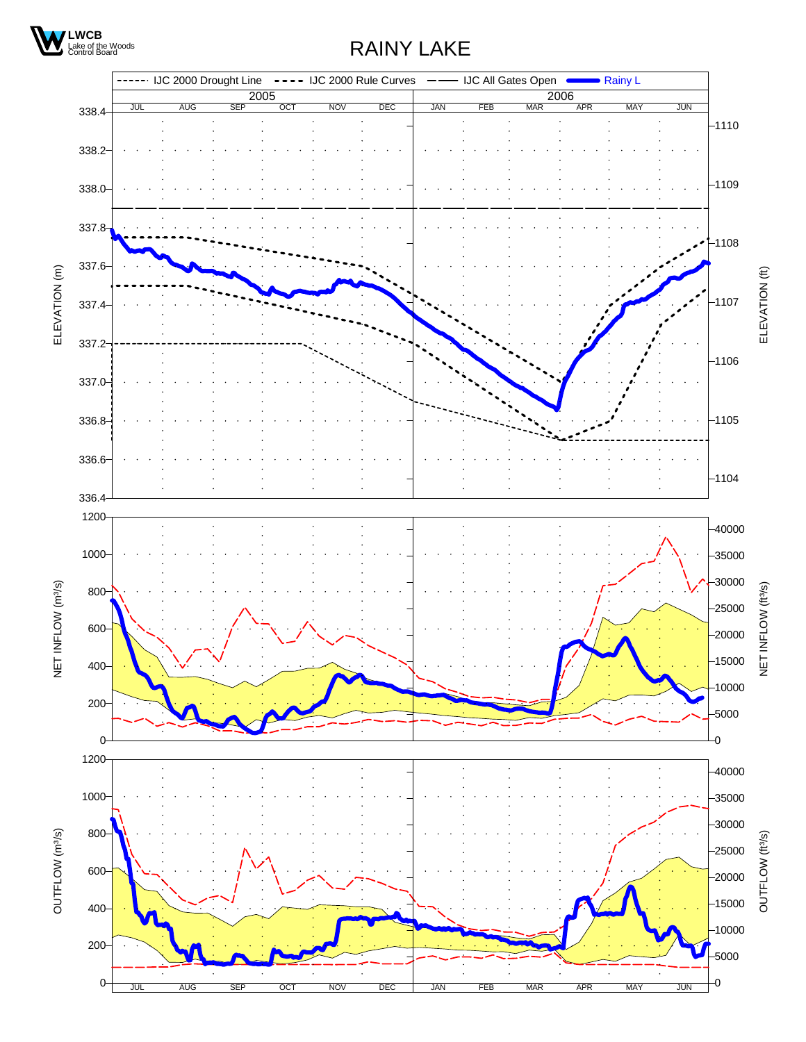LWCB
Lake of the Woods Control Board

# RAINY LAKE

IJC 2000 Drought Line
IJC 2000 Rule Curves
IJC All Gates Open
Rainy L

2005
2006

JUL AUG SEP OCT NOV DEC JAN FEB MAR APR MAY JUN

ELEVATION (m)
338.4
338.2
338.0
337.8
337.6
337.4
337.2
337.0
336.8
336.6
336.4

ELEVATION (ft)
1110
1109
1108
1107
1106
1105
1104

NET INFLOW (m³/s)
1200
1000
800
600
400
200
0

NET INFLOW (ft³/s)
40000
35000
30000
25000
20000
15000
10000
5000
0

OUTFLOW (m³/s)
1200
1000
800
600
400
200
0

OUTFLOW (ft³/s)
40000
35000
30000
25000
20000
15000
10000
5000
0

JUL AUG SEP OCT NOV DEC JAN FEB MAR APR MAY JUN